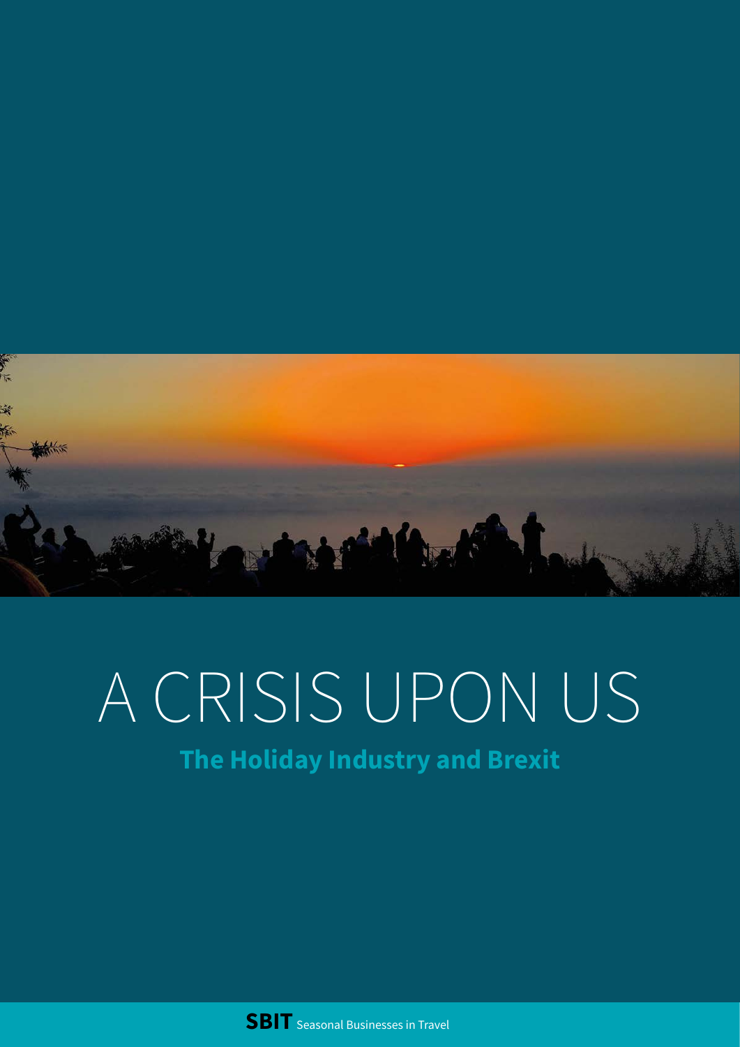# A CRISIS UPON US

## The Holiday Industry and Brexit

**SBIT** Seasonal Businesses in Travel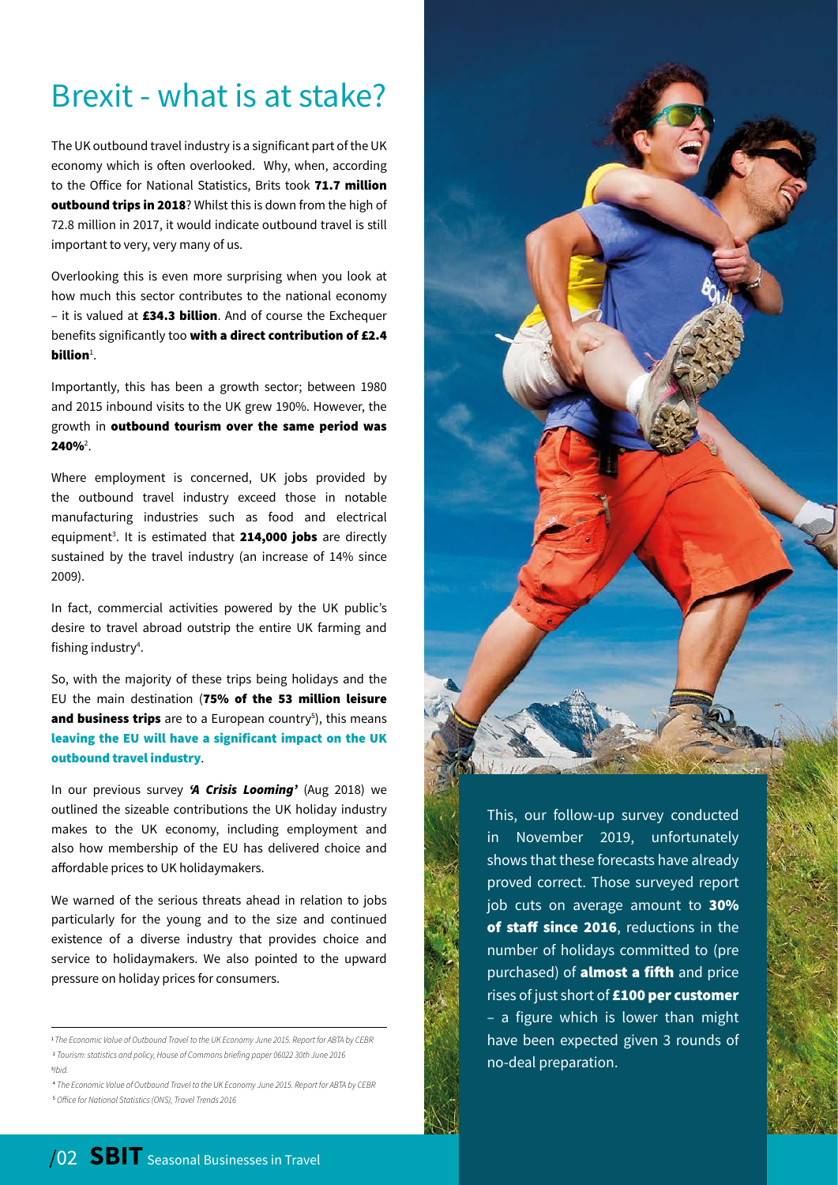# Brexit - what is at stake?

The UK outbound travel industry is a significant part of the UK economy which is often overlooked. Why, when, according to the Office for National Statistics, Brits took **71.7 million outbound trips in 2018**? Whilst this is down from the high of 72.8 million in 2017, it would indicate outbound travel is still important to very, very many of us.

Overlooking this is even more surprising when you look at how much this sector contributes to the national economy – it is valued at **£34.3 billion**. And of course the Exchequer benefits significantly too **with a direct contribution of £2.4 billion**[1].

Importantly, this has been a growth sector; between 1980 and 2015 inbound visits to the UK grew 190%. However, the growth in **outbound tourism over the same period was 240%**[2].

Where employment is concerned, UK jobs provided by the outbound travel industry exceed those in notable manufacturing industries such as food and electrical equipment[3]. It is estimated that **214,000 jobs** are directly sustained by the travel industry (an increase of 14% since 2009).

In fact, commercial activities powered by the UK public's desire to travel abroad outstrip the entire UK farming and fishing industry[4].

So, with the majority of these trips being holidays and the EU the main destination (**75% of the 53 million leisure and business trips** are to a European country[5]), this means **leaving the EU will have a significant impact on the UK outbound travel industry**.

In our previous survey ***'A Crisis Looming'*** (Aug 2018) we outlined the sizeable contributions the UK holiday industry makes to the UK economy, including employment and also how membership of the EU has delivered choice and affordable prices to UK holidaymakers.

We warned of the serious threats ahead in relation to jobs particularly for the young and to the size and continued existence of a diverse industry that provides choice and service to holidaymakers. We also pointed to the upward pressure on holiday prices for consumers.

This, our follow-up survey conducted in November 2019, unfortunately shows that these forecasts have already proved correct. Those surveyed report job cuts on average amount to **30% of staff since 2016**, reductions in the number of holidays committed to (pre purchased) of **almost a fifth** and price rises of just short of **£100 per customer** – a figure which is lower than might have been expected given 3 rounds of no-deal preparation.

---

[1] *The Economic Value of Outbound Travel to the UK Economy June 2015. Report for ABTA by CEBR*
[2] *Tourism: statistics and policy, House of Commons briefing paper 06022 30th June 2016*
[3] *Ibid.*
[4] *The Economic Value of Outbound Travel to the UK Economy June 2015. Report for ABTA by CEBR*
[5] *Office for National Statistics (ONS), Travel Trends 2016*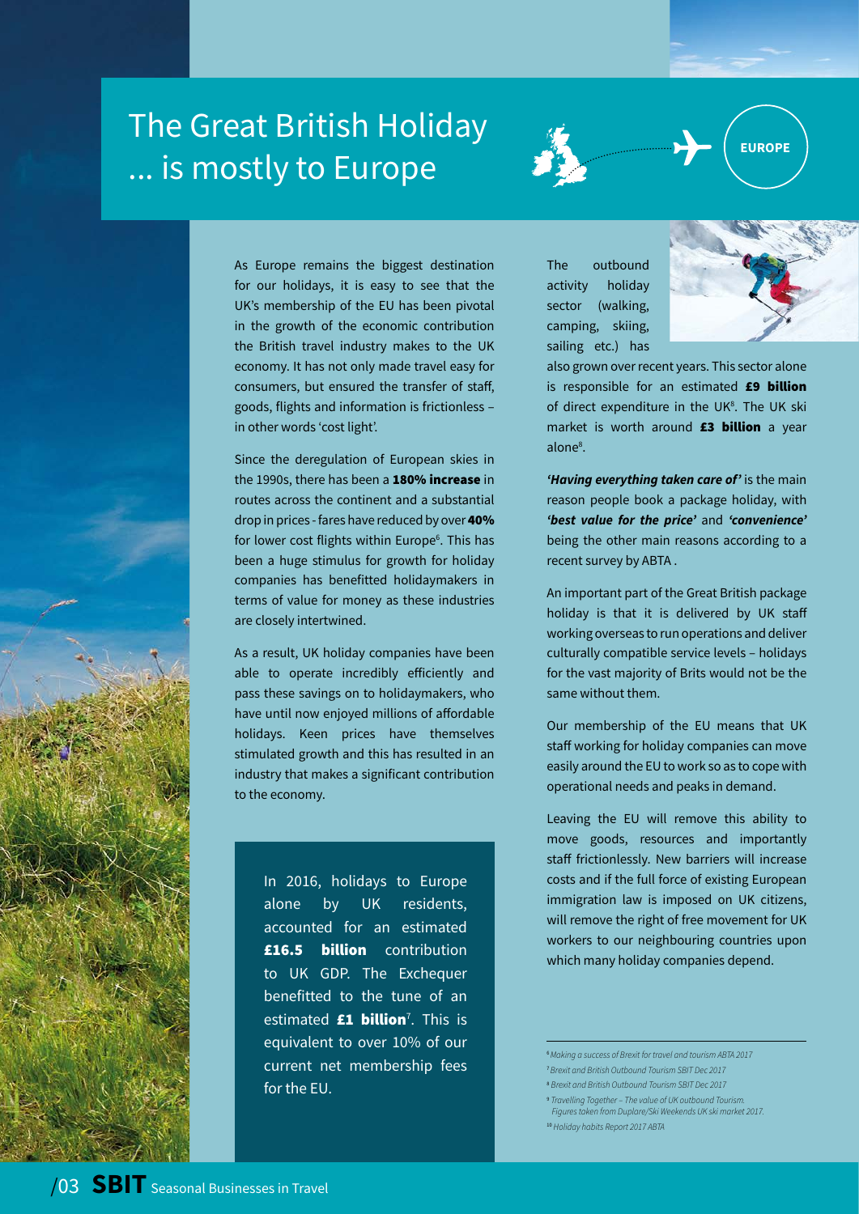# The Great British Holiday ... is mostly to Europe

EUROPE

As Europe remains the biggest destination for our holidays, it is easy to see that the UK's membership of the EU has been pivotal in the growth of the economic contribution the British travel industry makes to the UK economy. It has not only made travel easy for consumers, but ensured the transfer of staff, goods, flights and information is frictionless – in other words 'cost light'.

Since the deregulation of European skies in the 1990s, there has been a **180% increase** in routes across the continent and a substantial drop in prices - fares have reduced by over **40%** for lower cost flights within Europe[6]. This has been a huge stimulus for growth for holiday companies has benefitted holidaymakers in terms of value for money as these industries are closely intertwined.

As a result, UK holiday companies have been able to operate incredibly efficiently and pass these savings on to holidaymakers, who have until now enjoyed millions of affordable holidays. Keen prices have themselves stimulated growth and this has resulted in an industry that makes a significant contribution to the economy.

> In 2016, holidays to Europe alone by UK residents, accounted for an estimated **£16.5 billion** contribution to UK GDP. The Exchequer benefitted to the tune of an estimated **£1 billion**[7]. This is equivalent to over 10% of our current net membership fees for the EU.

The outbound activity holiday sector (walking, camping, skiing, sailing etc.) has also grown over recent years. This sector alone is responsible for an estimated **£9 billion** of direct expenditure in the UK[8]. The UK ski market is worth around **£3 billion** a year alone[8].

***'Having everything taken care of'*** is the main reason people book a package holiday, with ***'best value for the price'*** and ***'convenience'*** being the other main reasons according to a recent survey by ABTA .

An important part of the Great British package holiday is that it is delivered by UK staff working overseas to run operations and deliver culturally compatible service levels – holidays for the vast majority of Brits would not be the same without them.

Our membership of the EU means that UK staff working for holiday companies can move easily around the EU to work so as to cope with operational needs and peaks in demand.

Leaving the EU will remove this ability to move goods, resources and importantly staff frictionlessly. New barriers will increase costs and if the full force of existing European immigration law is imposed on UK citizens, will remove the right of free movement for UK workers to our neighbouring countries upon which many holiday companies depend.

---

[6] *Making a success of Brexit for travel and tourism ABTA 2017*
[7] *Brexit and British Outbound Tourism SBIT Dec 2017*
[8] *Brexit and British Outbound Tourism SBIT Dec 2017*
[9] *Travelling Together – The value of UK outbound Tourism. Figures taken from Duplare/Ski Weekends UK ski market 2017.*
[10] *Holiday habits Report 2017 ABTA*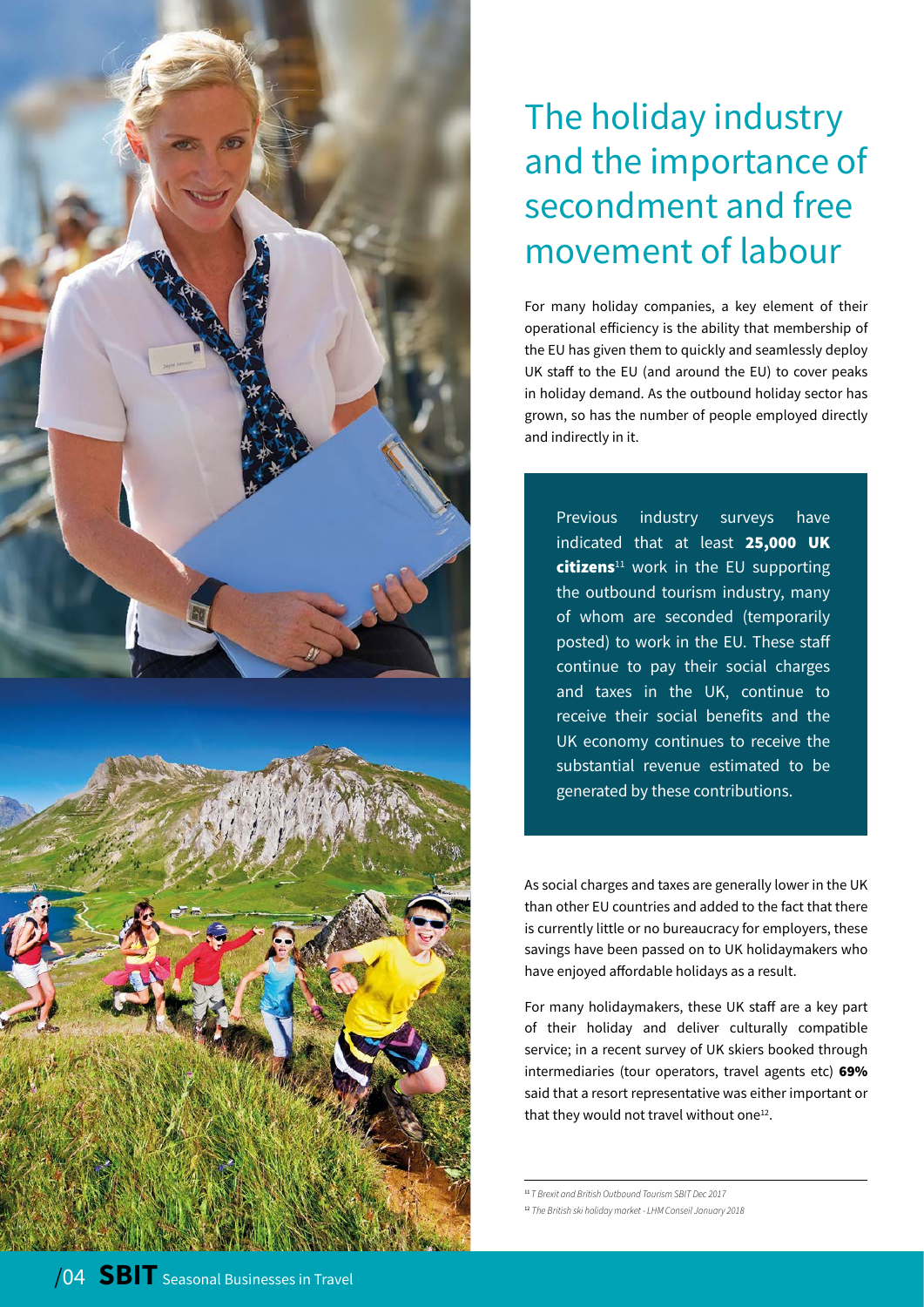# The holiday industry and the importance of secondment and free movement of labour

For many holiday companies, a key element of their operational efficiency is the ability that membership of the EU has given them to quickly and seamlessly deploy UK staff to the EU (and around the EU) to cover peaks in holiday demand. As the outbound holiday sector has grown, so has the number of people employed directly and indirectly in it.

> Previous industry surveys have indicated that at least **25,000 UK citizens**[11] work in the EU supporting the outbound tourism industry, many of whom are seconded (temporarily posted) to work in the EU. These staff continue to pay their social charges and taxes in the UK, continue to receive their social benefits and the UK economy continues to receive the substantial revenue estimated to be generated by these contributions.

As social charges and taxes are generally lower in the UK than other EU countries and added to the fact that there is currently little or no bureaucracy for employers, these savings have been passed on to UK holidaymakers who have enjoyed affordable holidays as a result.

For many holidaymakers, these UK staff are a key part of their holiday and deliver culturally compatible service; in a recent survey of UK skiers booked through intermediaries (tour operators, travel agents etc) **69%** said that a resort representative was either important or that they would not travel without one[12].

---

[11] *T Brexit and British Outbound Tourism SBIT Dec 2017*

[12] *The British ski holiday market - LHM Conseil January 2018*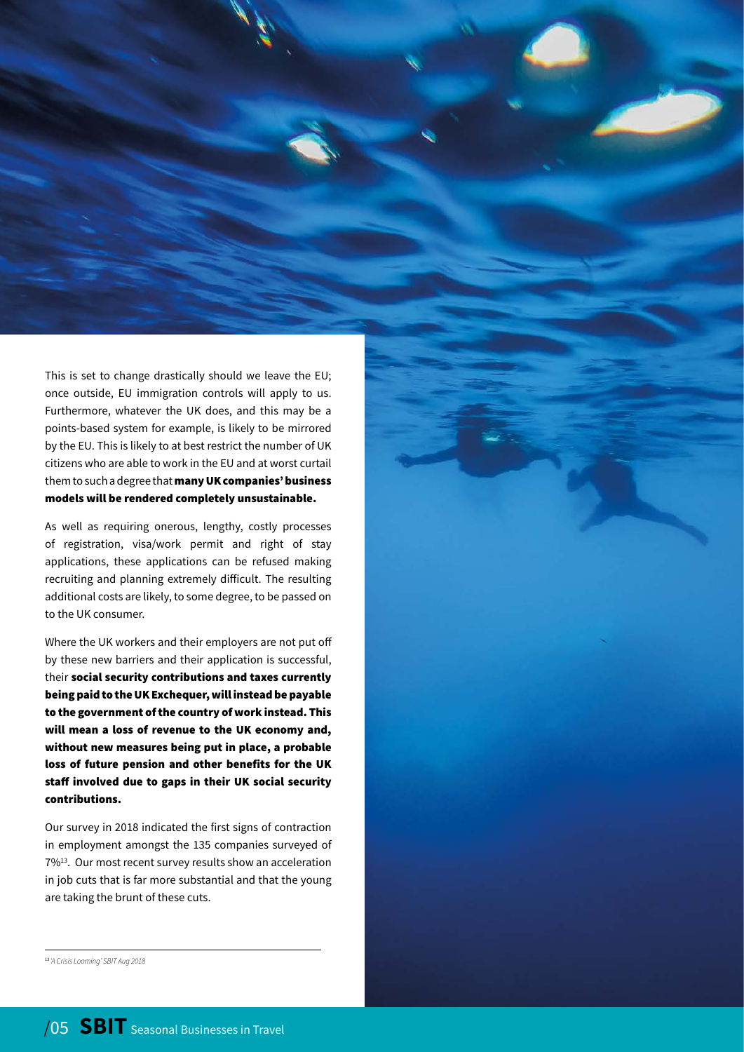This is set to change drastically should we leave the EU; once outside, EU immigration controls will apply to us. Furthermore, whatever the UK does, and this may be a points-based system for example, is likely to be mirrored by the EU. This is likely to at best restrict the number of UK citizens who are able to work in the EU and at worst curtail them to such a degree that **many UK companies' business models will be rendered completely unsustainable.**

As well as requiring onerous, lengthy, costly processes of registration, visa/work permit and right of stay applications, these applications can be refused making recruiting and planning extremely difficult. The resulting additional costs are likely, to some degree, to be passed on to the UK consumer.

Where the UK workers and their employers are not put off by these new barriers and their application is successful, their **social security contributions and taxes currently being paid to the UK Exchequer, will instead be payable to the government of the country of work instead. This will mean a loss of revenue to the UK economy and, without new measures being put in place, a probable loss of future pension and other benefits for the UK staff involved due to gaps in their UK social security contributions.**

Our survey in 2018 indicated the first signs of contraction in employment amongst the 135 companies surveyed of 7%[13]. Our most recent survey results show an acceleration in job cuts that is far more substantial and that the young are taking the brunt of these cuts.

[13] *'A Crisis Looming' SBIT Aug 2018*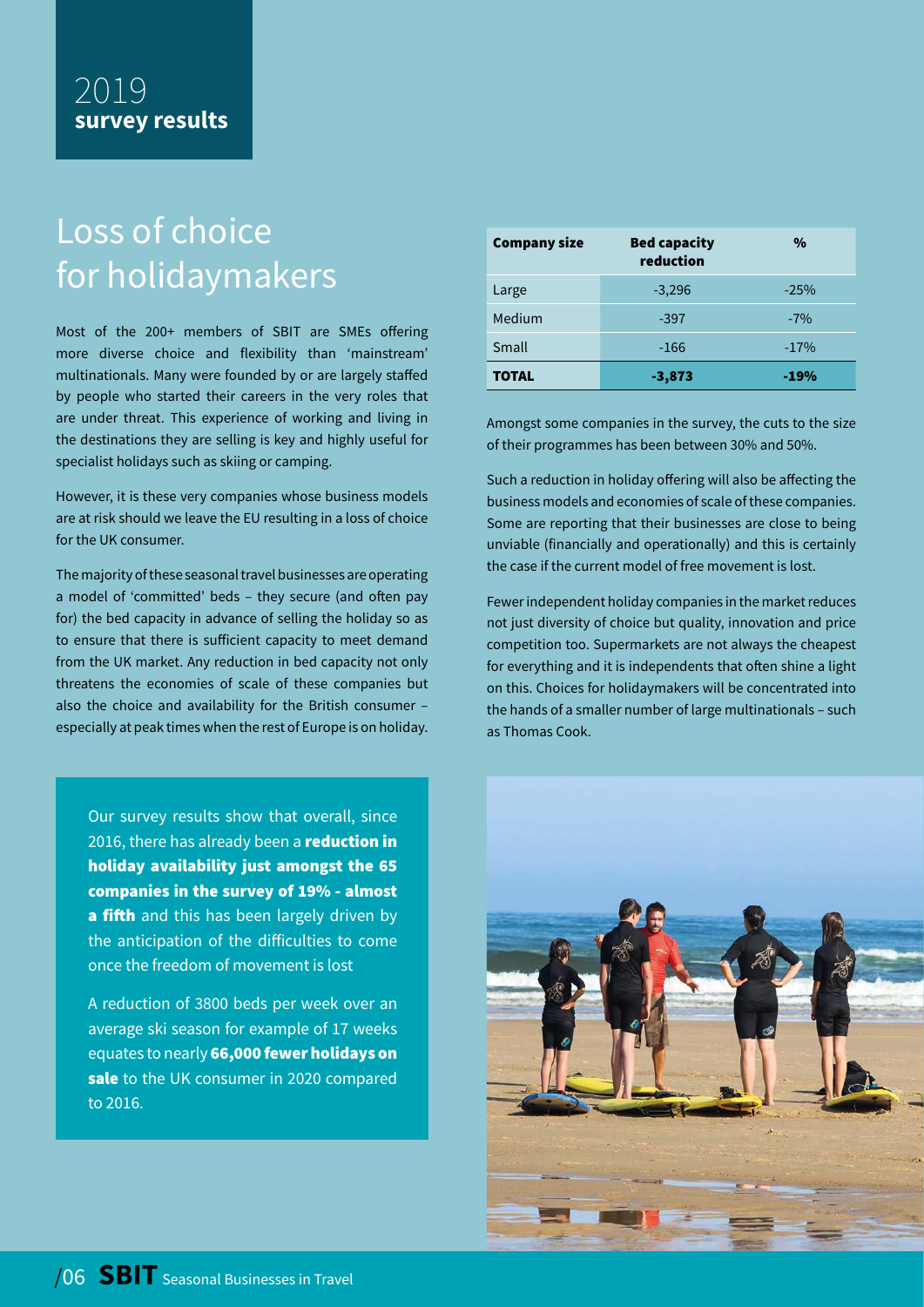2019
**survey results**

# Loss of choice for holidaymakers

Most of the 200+ members of SBIT are SMEs offering more diverse choice and flexibility than 'mainstream' multinationals. Many were founded by or are largely staffed by people who started their careers in the very roles that are under threat. This experience of working and living in the destinations they are selling is key and highly useful for specialist holidays such as skiing or camping.

However, it is these very companies whose business models are at risk should we leave the EU resulting in a loss of choice for the UK consumer.

The majority of these seasonal travel businesses are operating a model of 'committed' beds – they secure (and often pay for) the bed capacity in advance of selling the holiday so as to ensure that there is sufficient capacity to meet demand from the UK market. Any reduction in bed capacity not only threatens the economies of scale of these companies but also the choice and availability for the British consumer – especially at peak times when the rest of Europe is on holiday.

Our survey results show that overall, since 2016, there has already been a **reduction in holiday availability just amongst the 65 companies in the survey of 19% - almost a fifth** and this has been largely driven by the anticipation of the difficulties to come once the freedom of movement is lost

A reduction of 3800 beds per week over an average ski season for example of 17 weeks equates to nearly **66,000 fewer holidays on sale** to the UK consumer in 2020 compared to 2016.

| Company size | Bed capacity reduction | % |
|---|---|---|
| Large | -3,296 | -25% |
| Medium | -397 | -7% |
| Small | -166 | -17% |
| **TOTAL** | **-3,873** | **-19%** |

Amongst some companies in the survey, the cuts to the size of their programmes has been between 30% and 50%.

Such a reduction in holiday offering will also be affecting the business models and economies of scale of these companies. Some are reporting that their businesses are close to being unviable (financially and operationally) and this is certainly the case if the current model of free movement is lost.

Fewer independent holiday companies in the market reduces not just diversity of choice but quality, innovation and price competition too. Supermarkets are not always the cheapest for everything and it is independents that often shine a light on this. Choices for holidaymakers will be concentrated into the hands of a smaller number of large multinationals – such as Thomas Cook.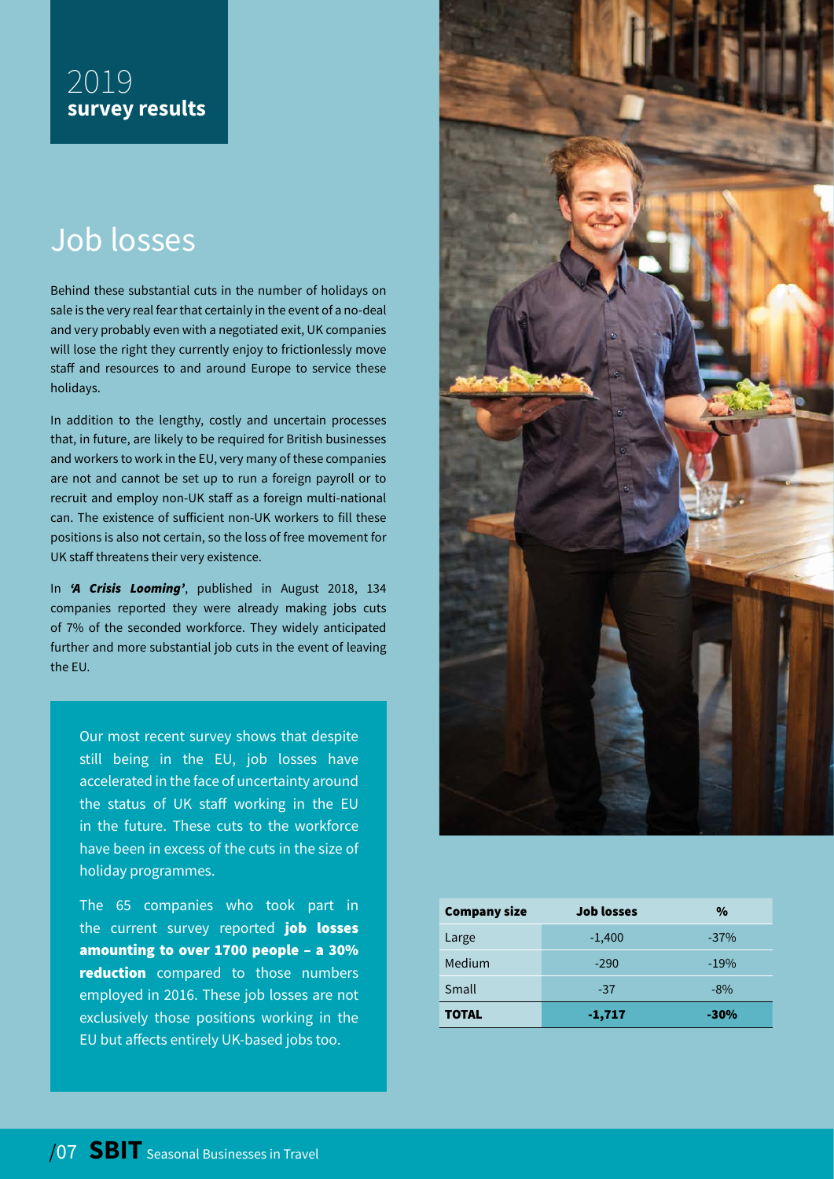2019
**survey results**

# Job losses

Behind these substantial cuts in the number of holidays on sale is the very real fear that certainly in the event of a no-deal and very probably even with a negotiated exit, UK companies will lose the right they currently enjoy to frictionlessly move staff and resources to and around Europe to service these holidays.

In addition to the lengthy, costly and uncertain processes that, in future, are likely to be required for British businesses and workers to work in the EU, very many of these companies are not and cannot be set up to run a foreign payroll or to recruit and employ non-UK staff as a foreign multi-national can. The existence of sufficient non-UK workers to fill these positions is also not certain, so the loss of free movement for UK staff threatens their very existence.

In ***'A Crisis Looming'***, published in August 2018, 134 companies reported they were already making jobs cuts of 7% of the seconded workforce. They widely anticipated further and more substantial job cuts in the event of leaving the EU.

Our most recent survey shows that despite still being in the EU, job losses have accelerated in the face of uncertainty around the status of UK staff working in the EU in the future. These cuts to the workforce have been in excess of the cuts in the size of holiday programmes.

The 65 companies who took part in the current survey reported **job losses amounting to over 1700 people – a 30% reduction** compared to those numbers employed in 2016. These job losses are not exclusively those positions working in the EU but affects entirely UK-based jobs too.

| Company size | Job losses | % |
|---|---|---|
| Large | -1,400 | -37% |
| Medium | -290 | -19% |
| Small | -37 | -8% |
| **TOTAL** | **-1,717** | **-30%** |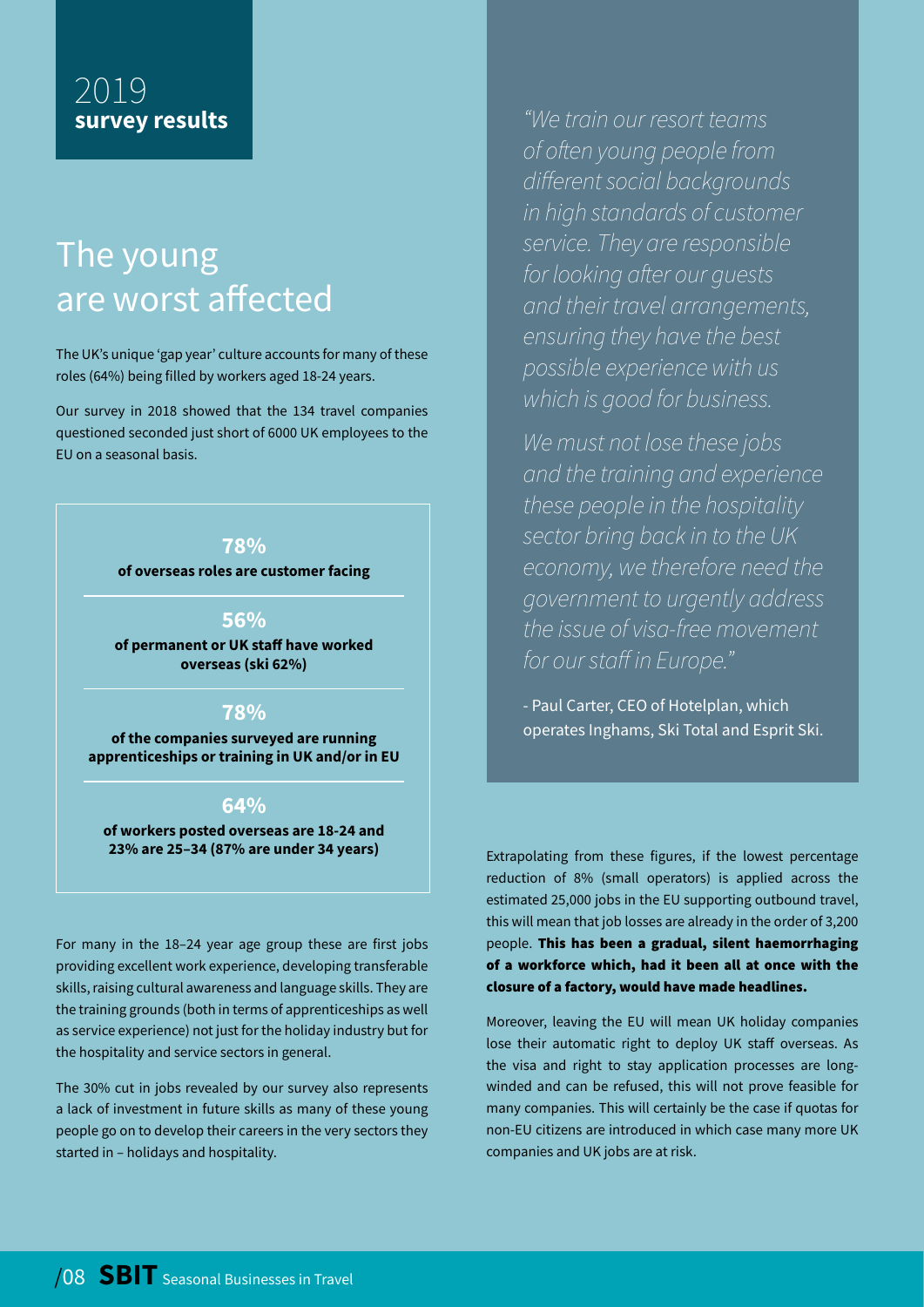## 2019 **survey results**

# The young are worst affected

The UK's unique 'gap year' culture accounts for many of these roles (64%) being filled by workers aged 18-24 years.

Our survey in 2018 showed that the 134 travel companies questioned seconded just short of 6000 UK employees to the EU on a seasonal basis.

**78%**
**of overseas roles are customer facing**

**56%**
**of permanent or UK staff have worked overseas (ski 62%)**

**78%**
**of the companies surveyed are running apprenticeships or training in UK and/or in EU**

**64%**
**of workers posted overseas are 18-24 and 23% are 25–34 (87% are under 34 years)**

For many in the 18–24 year age group these are first jobs providing excellent work experience, developing transferable skills, raising cultural awareness and language skills. They are the training grounds (both in terms of apprenticeships as well as service experience) not just for the holiday industry but for the hospitality and service sectors in general.

The 30% cut in jobs revealed by our survey also represents a lack of investment in future skills as many of these young people go on to develop their careers in the very sectors they started in – holidays and hospitality.

*"We train our resort teams of often young people from different social backgrounds in high standards of customer service. They are responsible for looking after our guests and their travel arrangements, ensuring they have the best possible experience with us which is good for business.*

*We must not lose these jobs and the training and experience these people in the hospitality sector bring back in to the UK economy, we therefore need the government to urgently address the issue of visa-free movement for our staff in Europe."*

- Paul Carter, CEO of Hotelplan, which operates Inghams, Ski Total and Esprit Ski.

Extrapolating from these figures, if the lowest percentage reduction of 8% (small operators) is applied across the estimated 25,000 jobs in the EU supporting outbound travel, this will mean that job losses are already in the order of 3,200 people. **This has been a gradual, silent haemorrhaging of a workforce which, had it been all at once with the closure of a factory, would have made headlines.**

Moreover, leaving the EU will mean UK holiday companies lose their automatic right to deploy UK staff overseas. As the visa and right to stay application processes are long-winded and can be refused, this will not prove feasible for many companies. This will certainly be the case if quotas for non-EU citizens are introduced in which case many more UK companies and UK jobs are at risk.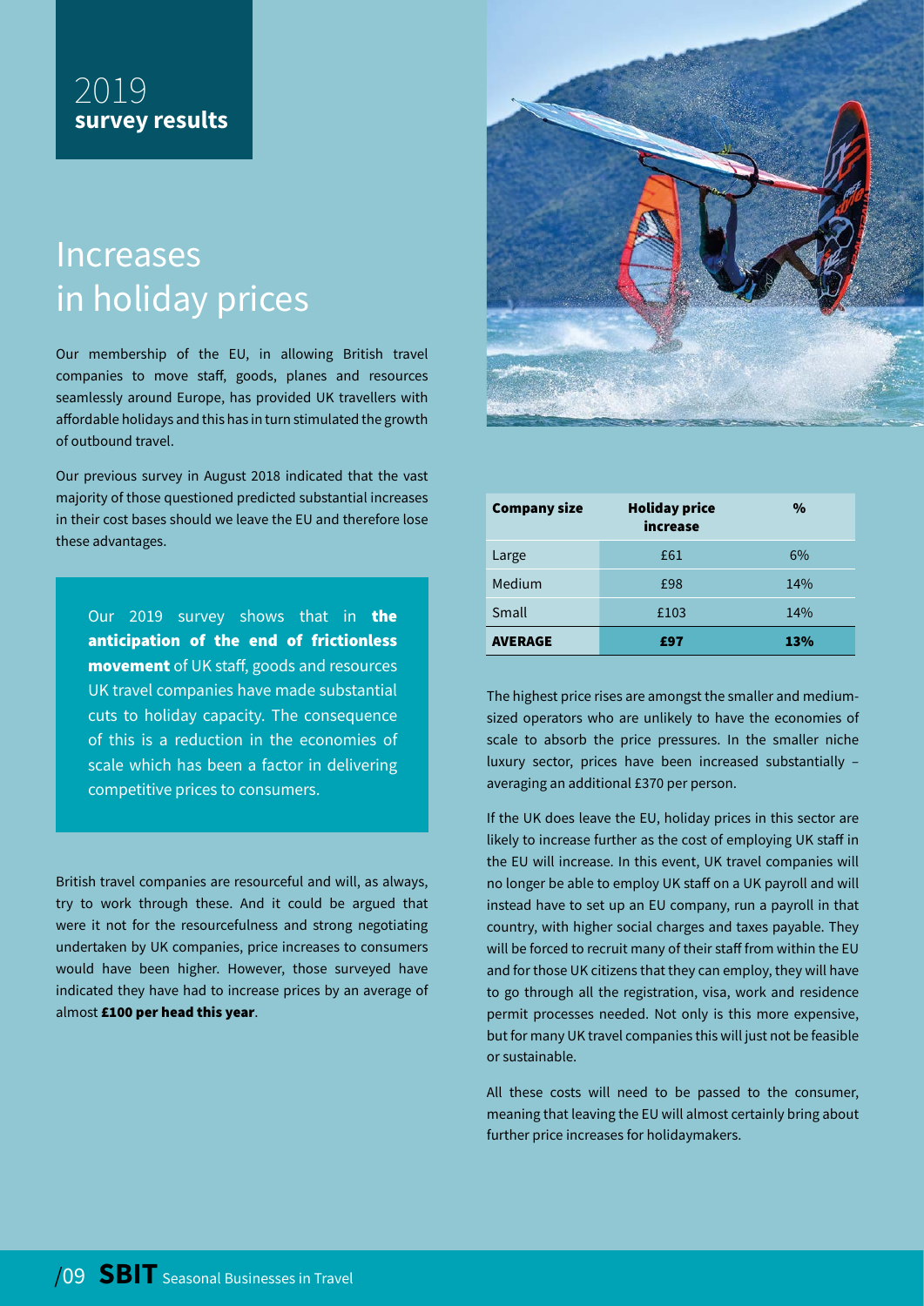# 2019 survey results

## Increases in holiday prices

Our membership of the EU, in allowing British travel companies to move staff, goods, planes and resources seamlessly around Europe, has provided UK travellers with affordable holidays and this has in turn stimulated the growth of outbound travel.

Our previous survey in August 2018 indicated that the vast majority of those questioned predicted substantial increases in their cost bases should we leave the EU and therefore lose these advantages.

Our 2019 survey shows that in **the anticipation of the end of frictionless movement** of UK staff, goods and resources UK travel companies have made substantial cuts to holiday capacity. The consequence of this is a reduction in the economies of scale which has been a factor in delivering competitive prices to consumers.

British travel companies are resourceful and will, as always, try to work through these. And it could be argued that were it not for the resourcefulness and strong negotiating undertaken by UK companies, price increases to consumers would have been higher. However, those surveyed have indicated they have had to increase prices by an average of almost **£100 per head this year**.

| Company size | Holiday price increase | % |
|---|---|---|
| Large | £61 | 6% |
| Medium | £98 | 14% |
| Small | £103 | 14% |
| **AVERAGE** | **£97** | **13%** |

The highest price rises are amongst the smaller and medium-sized operators who are unlikely to have the economies of scale to absorb the price pressures. In the smaller niche luxury sector, prices have been increased substantially – averaging an additional £370 per person.

If the UK does leave the EU, holiday prices in this sector are likely to increase further as the cost of employing UK staff in the EU will increase. In this event, UK travel companies will no longer be able to employ UK staff on a UK payroll and will instead have to set up an EU company, run a payroll in that country, with higher social charges and taxes payable. They will be forced to recruit many of their staff from within the EU and for those UK citizens that they can employ, they will have to go through all the registration, visa, work and residence permit processes needed. Not only is this more expensive, but for many UK travel companies this will just not be feasible or sustainable.

All these costs will need to be passed to the consumer, meaning that leaving the EU will almost certainly bring about further price increases for holidaymakers.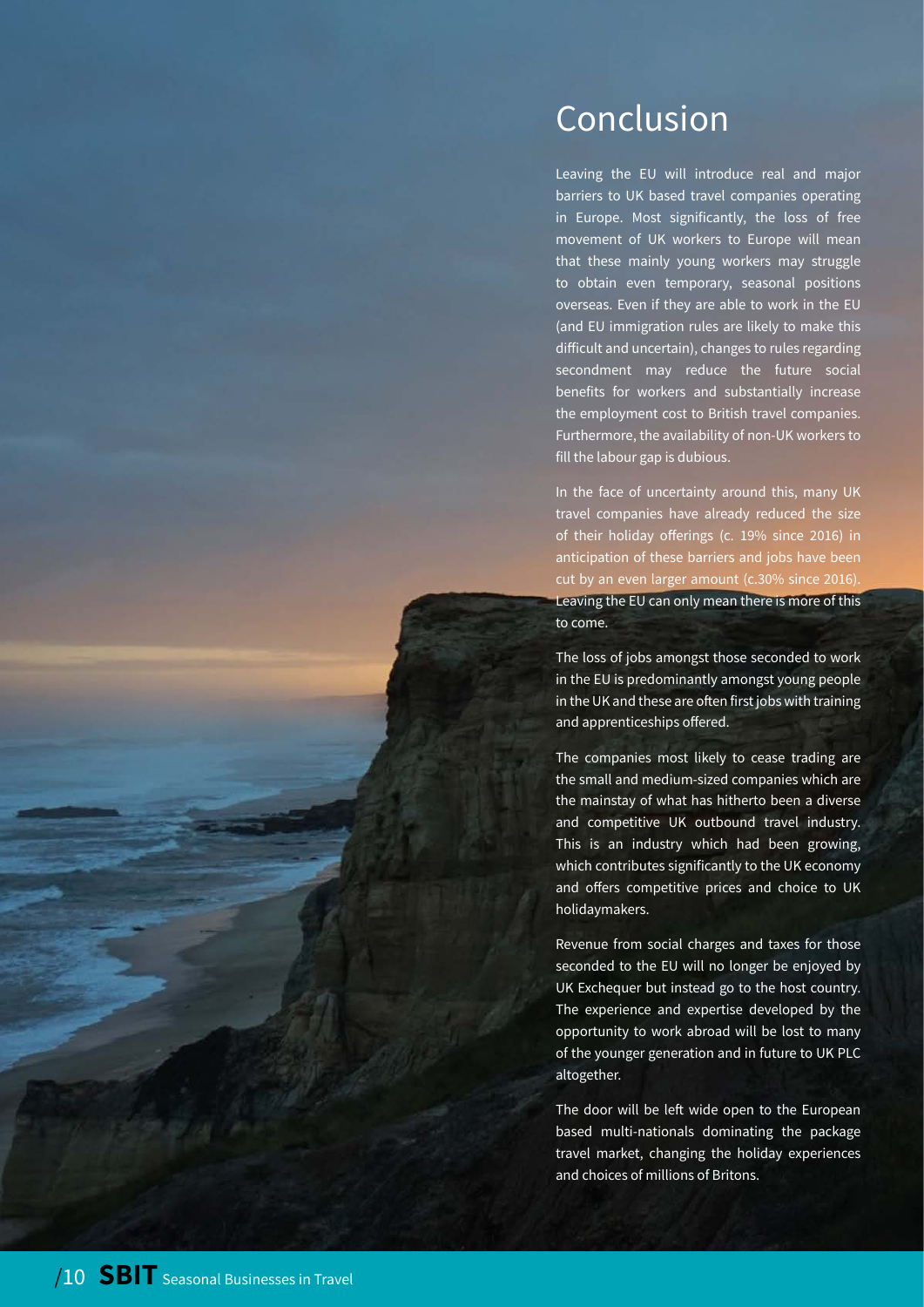# Conclusion

Leaving the EU will introduce real and major barriers to UK based travel companies operating in Europe. Most significantly, the loss of free movement of UK workers to Europe will mean that these mainly young workers may struggle to obtain even temporary, seasonal positions overseas. Even if they are able to work in the EU (and EU immigration rules are likely to make this difficult and uncertain), changes to rules regarding secondment may reduce the future social benefits for workers and substantially increase the employment cost to British travel companies. Furthermore, the availability of non-UK workers to fill the labour gap is dubious.

In the face of uncertainty around this, many UK travel companies have already reduced the size of their holiday offerings (c. 19% since 2016) in anticipation of these barriers and jobs have been cut by an even larger amount (c.30% since 2016). Leaving the EU can only mean there is more of this to come.

The loss of jobs amongst those seconded to work in the EU is predominantly amongst young people in the UK and these are often first jobs with training and apprenticeships offered.

The companies most likely to cease trading are the small and medium-sized companies which are the mainstay of what has hitherto been a diverse and competitive UK outbound travel industry. This is an industry which had been growing, which contributes significantly to the UK economy and offers competitive prices and choice to UK holidaymakers.

Revenue from social charges and taxes for those seconded to the EU will no longer be enjoyed by UK Exchequer but instead go to the host country. The experience and expertise developed by the opportunity to work abroad will be lost to many of the younger generation and in future to UK PLC altogether.

The door will be left wide open to the European based multi-nationals dominating the package travel market, changing the holiday experiences and choices of millions of Britons.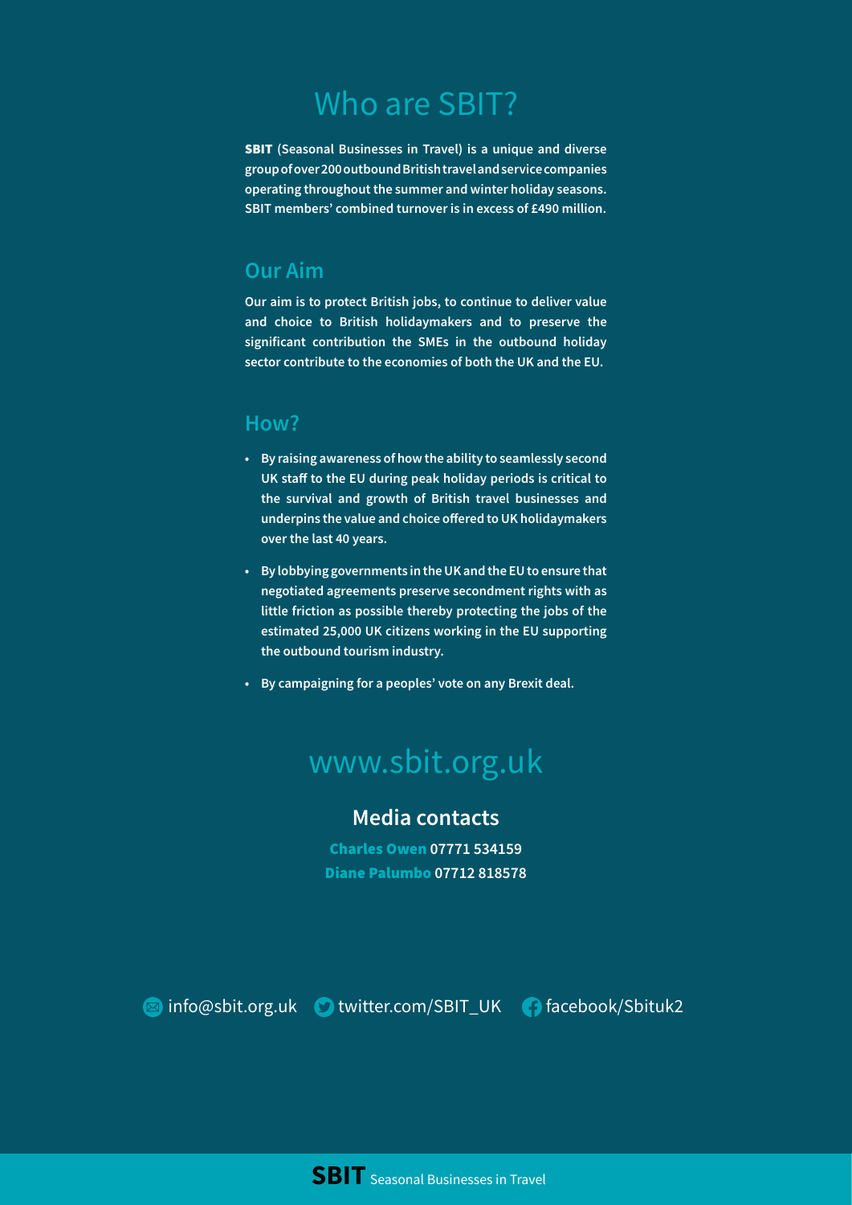# Who are SBIT?

**SBIT** (Seasonal Businesses in Travel) is a unique and diverse group of over 200 outbound British travel and service companies operating throughout the summer and winter holiday seasons. SBIT members' combined turnover is in excess of £490 million.

## Our Aim

Our aim is to protect British jobs, to continue to deliver value and choice to British holidaymakers and to preserve the significant contribution the SMEs in the outbound holiday sector contribute to the economies of both the UK and the EU.

## How?

- By raising awareness of how the ability to seamlessly second UK staff to the EU during peak holiday periods is critical to the survival and growth of British travel businesses and underpins the value and choice offered to UK holidaymakers over the last 40 years.
- By lobbying governments in the UK and the EU to ensure that negotiated agreements preserve secondment rights with as little friction as possible thereby protecting the jobs of the estimated 25,000 UK citizens working in the EU supporting the outbound tourism industry.
- By campaigning for a peoples' vote on any Brexit deal.

www.sbit.org.uk

### Media contacts

**Charles Owen** 07771 534159
**Diane Palumbo** 07712 818578

info@sbit.org.uk twitter.com/SBIT_UK facebook/Sbituk2

**SBIT** Seasonal Businesses in Travel